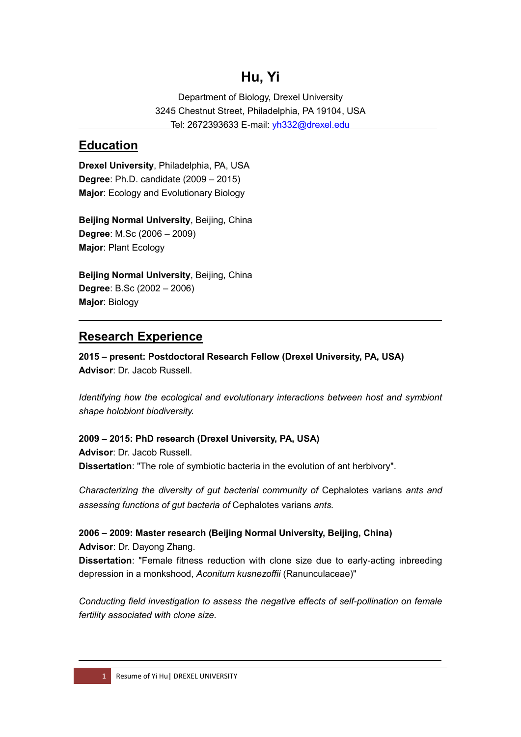# Hu, Yi

Department of Biology, Drexel University
3245 Chestnut Street, Philadelphia, PA 19104, USA
Tel: 2672393633 E-mail: yh332@drexel.edu

## Education

**Drexel University**, Philadelphia, PA, USA
**Degree**: Ph.D. candidate (2009 – 2015)
**Major**: Ecology and Evolutionary Biology

**Beijing Normal University**, Beijing, China
**Degree**: M.Sc (2006 – 2009)
**Major**: Plant Ecology

**Beijing Normal University**, Beijing, China
**Degree**: B.Sc (2002 – 2006)
**Major**: Biology

## Research Experience

**2015 – present: Postdoctoral Research Fellow (Drexel University, PA, USA)**
**Advisor**: Dr. Jacob Russell.

*Identifying how the ecological and evolutionary interactions between host and symbiont shape holobiont biodiversity.*

**2009 – 2015: PhD research (Drexel University, PA, USA)**
**Advisor**: Dr. Jacob Russell.
**Dissertation**: "The role of symbiotic bacteria in the evolution of ant herbivory".

*Characterizing the diversity of gut bacterial community of* Cephalotes varians *ants and assessing functions of gut bacteria of* Cephalotes varians *ants.*

**2006 – 2009: Master research (Beijing Normal University, Beijing, China)**
**Advisor**: Dr. Dayong Zhang.
**Dissertation**: "Female fitness reduction with clone size due to early-acting inbreeding depression in a monkshood, *Aconitum kusnezoffii* (Ranunculaceae)"

*Conducting field investigation to assess the negative effects of self-pollination on female fertility associated with clone size.*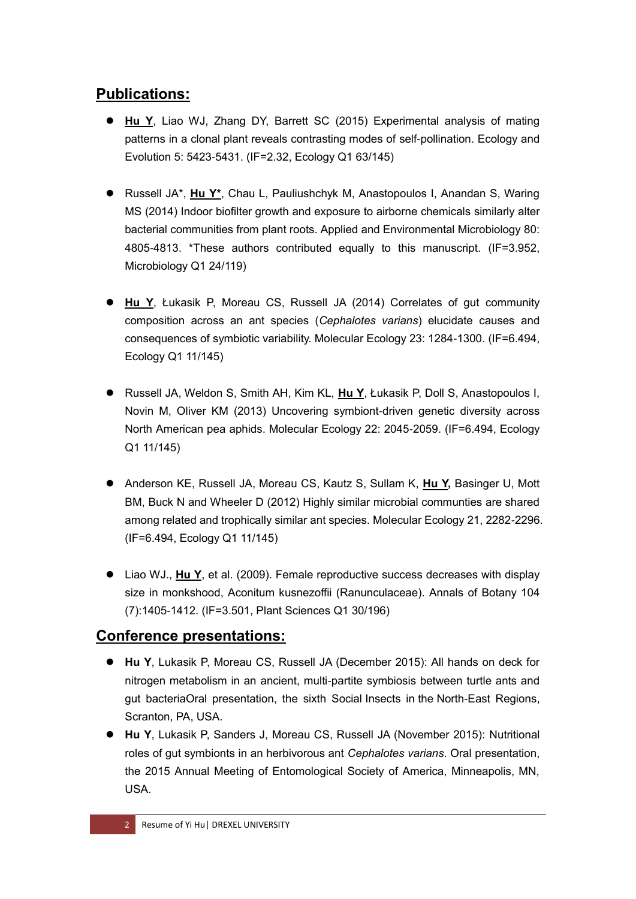## Publications:

- **Hu Y**, Liao WJ, Zhang DY, Barrett SC (2015) Experimental analysis of mating patterns in a clonal plant reveals contrasting modes of self-pollination. Ecology and Evolution 5: 5423-5431. (IF=2.32, Ecology Q1 63/145)

- Russell JA*, **Hu Y***, Chau L, Pauliushchyk M, Anastopoulos I, Anandan S, Waring MS (2014) Indoor biofilter growth and exposure to airborne chemicals similarly alter bacterial communities from plant roots. Applied and Environmental Microbiology 80: 4805-4813. *These authors contributed equally to this manuscript. (IF=3.952, Microbiology Q1 24/119)

- **Hu Y**, Łukasik P, Moreau CS, Russell JA (2014) Correlates of gut community composition across an ant species (*Cephalotes varians*) elucidate causes and consequences of symbiotic variability. Molecular Ecology 23: 1284-1300. (IF=6.494, Ecology Q1 11/145)

- Russell JA, Weldon S, Smith AH, Kim KL, **Hu Y**, Łukasik P, Doll S, Anastopoulos I, Novin M, Oliver KM (2013) Uncovering symbiont-driven genetic diversity across North American pea aphids. Molecular Ecology 22: 2045-2059. (IF=6.494, Ecology Q1 11/145)

- Anderson KE, Russell JA, Moreau CS, Kautz S, Sullam K, **Hu Y,** Basinger U, Mott BM, Buck N and Wheeler D (2012) Highly similar microbial communties are shared among related and trophically similar ant species. Molecular Ecology 21, 2282-2296. (IF=6.494, Ecology Q1 11/145)

- Liao WJ., **Hu Y**, et al. (2009). Female reproductive success decreases with display size in monkshood, Aconitum kusnezoffii (Ranunculaceae). Annals of Botany 104 (7):1405-1412. (IF=3.501, Plant Sciences Q1 30/196)

## Conference presentations:

- **Hu Y**, Lukasik P, Moreau CS, Russell JA (December 2015): All hands on deck for nitrogen metabolism in an ancient, multi-partite symbiosis between turtle ants and gut bacteriaOral presentation, the sixth Social Insects in the North-East Regions, Scranton, PA, USA.
- **Hu Y**, Lukasik P, Sanders J, Moreau CS, Russell JA (November 2015): Nutritional roles of gut symbionts in an herbivorous ant *Cephalotes varians*. Oral presentation, the 2015 Annual Meeting of Entomological Society of America, Minneapolis, MN, USA.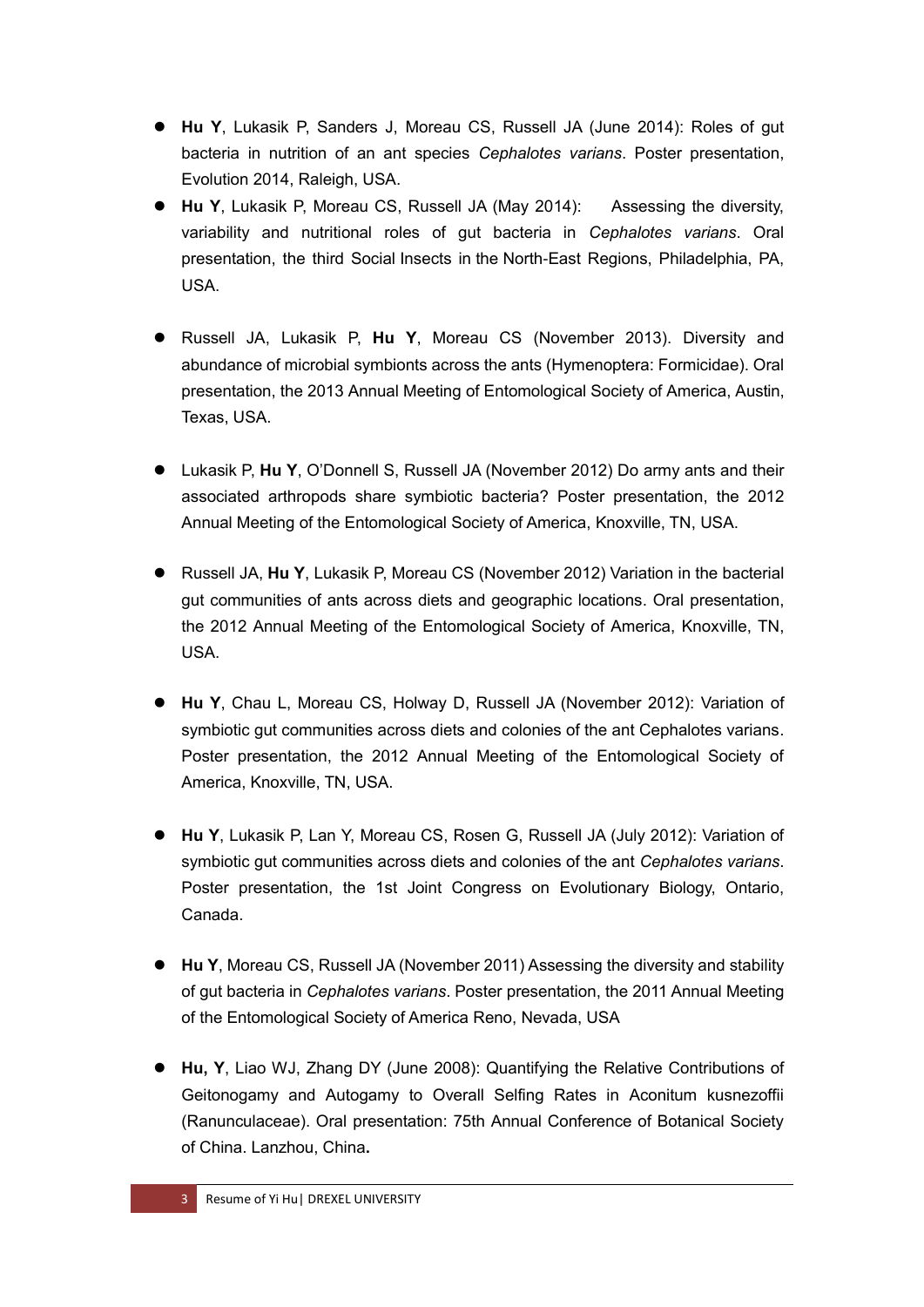- **Hu Y**, Lukasik P, Sanders J, Moreau CS, Russell JA (June 2014): Roles of gut bacteria in nutrition of an ant species *Cephalotes varians*. Poster presentation, Evolution 2014, Raleigh, USA.
- **Hu Y**, Lukasik P, Moreau CS, Russell JA (May 2014): Assessing the diversity, variability and nutritional roles of gut bacteria in *Cephalotes varians*. Oral presentation, the third Social Insects in the North-East Regions, Philadelphia, PA, USA.
- Russell JA, Lukasik P, **Hu Y**, Moreau CS (November 2013). Diversity and abundance of microbial symbionts across the ants (Hymenoptera: Formicidae). Oral presentation, the 2013 Annual Meeting of Entomological Society of America, Austin, Texas, USA.
- Lukasik P, **Hu Y**, O'Donnell S, Russell JA (November 2012) Do army ants and their associated arthropods share symbiotic bacteria? Poster presentation, the 2012 Annual Meeting of the Entomological Society of America, Knoxville, TN, USA.
- Russell JA, **Hu Y**, Lukasik P, Moreau CS (November 2012) Variation in the bacterial gut communities of ants across diets and geographic locations. Oral presentation, the 2012 Annual Meeting of the Entomological Society of America, Knoxville, TN, USA.
- **Hu Y**, Chau L, Moreau CS, Holway D, Russell JA (November 2012): Variation of symbiotic gut communities across diets and colonies of the ant Cephalotes varians. Poster presentation, the 2012 Annual Meeting of the Entomological Society of America, Knoxville, TN, USA.
- **Hu Y**, Lukasik P, Lan Y, Moreau CS, Rosen G, Russell JA (July 2012): Variation of symbiotic gut communities across diets and colonies of the ant *Cephalotes varians*. Poster presentation, the 1st Joint Congress on Evolutionary Biology, Ontario, Canada.
- **Hu Y**, Moreau CS, Russell JA (November 2011) Assessing the diversity and stability of gut bacteria in *Cephalotes varians*. Poster presentation, the 2011 Annual Meeting of the Entomological Society of America Reno, Nevada, USA
- **Hu, Y**, Liao WJ, Zhang DY (June 2008): Quantifying the Relative Contributions of Geitonogamy and Autogamy to Overall Selfing Rates in Aconitum kusnezoffii (Ranunculaceae). Oral presentation: 75th Annual Conference of Botanical Society of China. Lanzhou, China**.**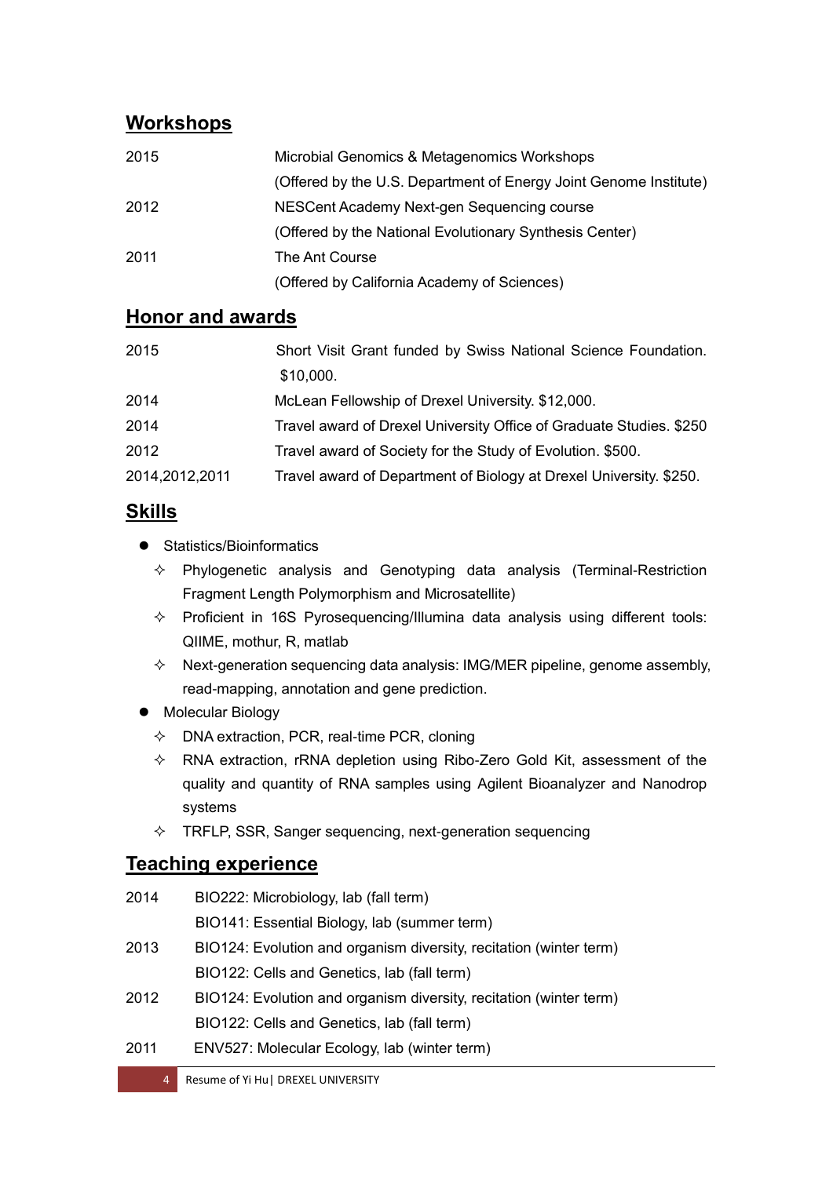## Workshops

| | |
|---|---|
| 2015 | Microbial Genomics & Metagenomics Workshops (Offered by the U.S. Department of Energy Joint Genome Institute) |
| 2012 | NESCent Academy Next-gen Sequencing course (Offered by the National Evolutionary Synthesis Center) |
| 2011 | The Ant Course (Offered by California Academy of Sciences) |

## Honor and awards

| | |
|---|---|
| 2015 | Short Visit Grant funded by Swiss National Science Foundation. $10,000. |
| 2014 | McLean Fellowship of Drexel University. $12,000. |
| 2014 | Travel award of Drexel University Office of Graduate Studies. $250 |
| 2012 | Travel award of Society for the Study of Evolution. $500. |
| 2014,2012,2011 | Travel award of Department of Biology at Drexel University. $250. |

## Skills

- Statistics/Bioinformatics
  - Phylogenetic analysis and Genotyping data analysis (Terminal-Restriction Fragment Length Polymorphism and Microsatellite)
  - Proficient in 16S Pyrosequencing/Illumina data analysis using different tools: QIIME, mothur, R, matlab
  - Next-generation sequencing data analysis: IMG/MER pipeline, genome assembly, read-mapping, annotation and gene prediction.
- Molecular Biology
  - DNA extraction, PCR, real-time PCR, cloning
  - RNA extraction, rRNA depletion using Ribo-Zero Gold Kit, assessment of the quality and quantity of RNA samples using Agilent Bioanalyzer and Nanodrop systems
  - TRFLP, SSR, Sanger sequencing, next-generation sequencing

## Teaching experience

| | |
|---|---|
| 2014 | BIO222: Microbiology, lab (fall term) |
| | BIO141: Essential Biology, lab (summer term) |
| 2013 | BIO124: Evolution and organism diversity, recitation (winter term) |
| | BIO122: Cells and Genetics, lab (fall term) |
| 2012 | BIO124: Evolution and organism diversity, recitation (winter term) |
| | BIO122: Cells and Genetics, lab (fall term) |
| 2011 | ENV527: Molecular Ecology, lab (winter term) |